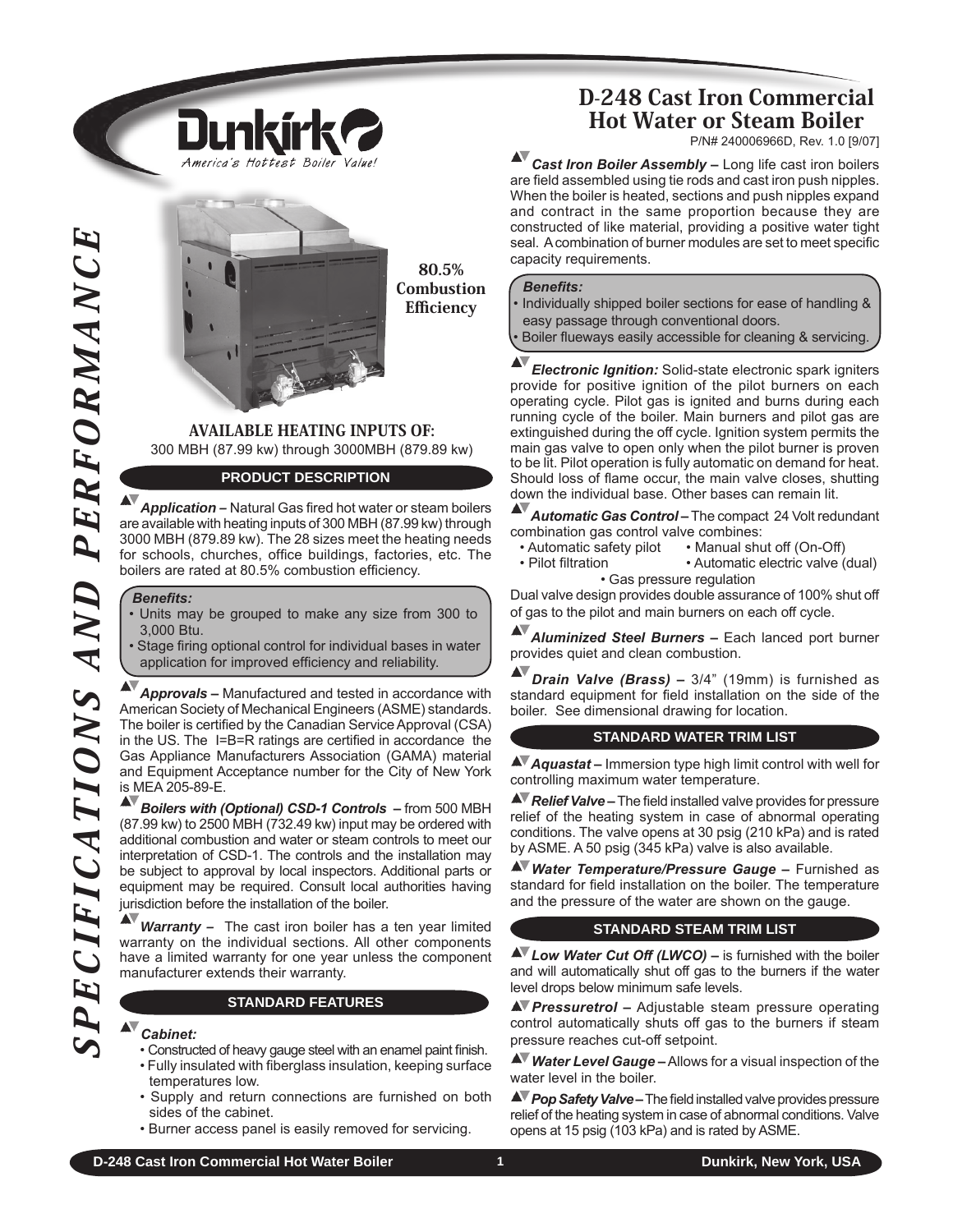# D-248 Cast Iron Commercial Hot Water or Steam Boiler

P/N# 240006966D, Rev. 1.0 [9/07]

Dunkirk — America's Hottest Boiler Value!

SPECIFICATIONS AND PERFORMANCE

**80.5% Combustion Efficiency**

## AVAILABLE HEATING INPUTS OF:

300 MBH (87.99 kw) through 3000MBH (879.89 kw)

## PRODUCT DESCRIPTION

***Application –*** Natural Gas fired hot water or steam boilers are available with heating inputs of 300 MBH (87.99 kw) through 3000 MBH (879.89 kw). The 28 sizes meet the heating needs for schools, churches, office buildings, factories, etc. The boilers are rated at 80.5% combustion efficiency.

***Benefits:***

- Units may be grouped to make any size from 300 to 3,000 Btu.
- Stage firing optional control for individual bases in water application for improved efficiency and reliability.

***Approvals –*** Manufactured and tested in accordance with American Society of Mechanical Engineers (ASME) standards. The boiler is certified by the Canadian Service Approval (CSA) in the US. The I=B=R ratings are certified in accordance the Gas Appliance Manufacturers Association (GAMA) material and Equipment Acceptance number for the City of New York is MEA 205-89-E.

***Boilers with (Optional) CSD-1 Controls –*** from 500 MBH (87.99 kw) to 2500 MBH (732.49 kw) input may be ordered with additional combustion and water or steam controls to meet our interpretation of CSD-1. The controls and the installation may be subject to approval by local inspectors. Additional parts or equipment may be required. Consult local authorities having jurisdiction before the installation of the boiler.

***Warranty –*** The cast iron boiler has a ten year limited warranty on the individual sections. All other components have a limited warranty for one year unless the component manufacturer extends their warranty.

## STANDARD FEATURES

***Cabinet:***

- Constructed of heavy gauge steel with an enamel paint finish.
- Fully insulated with fiberglass insulation, keeping surface temperatures low.
- Supply and return connections are furnished on both sides of the cabinet.
- Burner access panel is easily removed for servicing.

***Cast Iron Boiler Assembly –*** Long life cast iron boilers are field assembled using tie rods and cast iron push nipples. When the boiler is heated, sections and push nipples expand and contract in the same proportion because they are constructed of like material, providing a positive water tight seal. A combination of burner modules are set to meet specific capacity requirements.

***Benefits:***

- Individually shipped boiler sections for ease of handling & easy passage through conventional doors.
- Boiler flueways easily accessible for cleaning & servicing.

***Electronic Ignition:*** Solid-state electronic spark igniters provide for positive ignition of the pilot burners on each operating cycle. Pilot gas is ignited and burns during each running cycle of the boiler. Main burners and pilot gas are extinguished during the off cycle. Ignition system permits the main gas valve to open only when the pilot burner is proven to be lit. Pilot operation is fully automatic on demand for heat. Should loss of flame occur, the main valve closes, shutting down the individual base. Other bases can remain lit.

***Automatic Gas Control –*** The compact 24 Volt redundant combination gas control valve combines:

- Automatic safety pilot
- Manual shut off (On-Off)
- Pilot filtration
- Automatic electric valve (dual)
- Gas pressure regulation

Dual valve design provides double assurance of 100% shut off of gas to the pilot and main burners on each off cycle.

***Aluminized Steel Burners –*** Each lanced port burner provides quiet and clean combustion.

***Drain Valve (Brass) –*** 3/4" (19mm) is furnished as standard equipment for field installation on the side of the boiler. See dimensional drawing for location.

## STANDARD WATER TRIM LIST

***Aquastat –*** Immersion type high limit control with well for controlling maximum water temperature.

***Relief Valve –*** The field installed valve provides for pressure relief of the heating system in case of abnormal operating conditions. The valve opens at 30 psig (210 kPa) and is rated by ASME. A 50 psig (345 kPa) valve is also available.

***Water Temperature/Pressure Gauge –*** Furnished as standard for field installation on the boiler. The temperature and the pressure of the water are shown on the gauge.

## STANDARD STEAM TRIM LIST

***Low Water Cut Off (LWCO) –*** is furnished with the boiler and will automatically shut off gas to the burners if the water level drops below minimum safe levels.

***Pressuretrol –*** Adjustable steam pressure operating control automatically shuts off gas to the burners if steam pressure reaches cut-off setpoint.

***Water Level Gauge –*** Allows for a visual inspection of the water level in the boiler.

***Pop Safety Valve –*** The field installed valve provides pressure relief of the heating system in case of abnormal conditions. Valve opens at 15 psig (103 kPa) and is rated by ASME.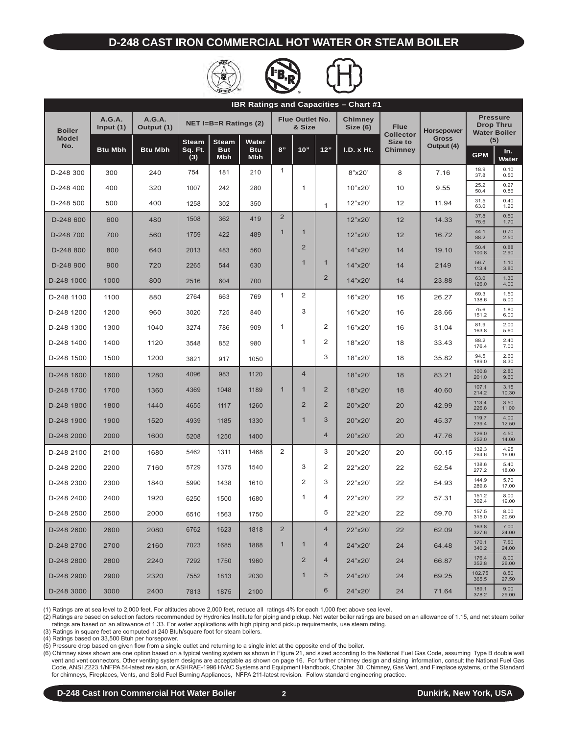# D-248 CAST IRON COMMERCIAL HOT WATER OR STEAM BOILER

## IBR Ratings and Capacities – Chart #1

| Boiler Model No. | A.G.A. Input (1) | A.G.A. Output (1) | NET I=B=R Ratings (2) | | | Flue Outlet No. & Size | | | Chimney Size (6) | Flue Collector Size to Chimney | Horsepower Gross Output (4) | Pressure Drop Thru Water Boiler (5) | |
|---|---|---|---|---|---|---|---|---|---|---|---|---|---|
| | Btu Mbh | Btu Mbh | Steam Sq. Ft. (3) | Steam But Mbh | Water Btu Mbh | 8" | 10" | 12" | I.D. x Ht. | | | GPM | In. Water |
| D-248 300 | 300 | 240 | 754 | 181 | 210 | 1 | | | 8"x20' | 8 | 7.16 | 18.9<br>37.8 | 0.10<br>0.50 |
| D-248 400 | 400 | 320 | 1007 | 242 | 280 | | 1 | | 10"x20' | 10 | 9.55 | 25.2<br>50.4 | 0.27<br>0.86 |
| D-248 500 | 500 | 400 | 1258 | 302 | 350 | | | 1 | 12"x20' | 12 | 11.94 | 31.5<br>63.0 | 0.40<br>1.20 |
| D-248 600 | 600 | 480 | 1508 | 362 | 419 | 2 | | | 12"x20' | 12 | 14.33 | 37.8<br>75.6 | 0.50<br>1.70 |
| D-248 700 | 700 | 560 | 1759 | 422 | 489 | 1 | 1 | | 12"x20' | 12 | 16.72 | 44.1<br>88.2 | 0.70<br>2.50 |
| D-248 800 | 800 | 640 | 2013 | 483 | 560 | | 2 | | 14"x20' | 14 | 19.10 | 50.4<br>100.8 | 0.88<br>2.90 |
| D-248 900 | 900 | 720 | 2265 | 544 | 630 | | 1 | 1 | 14"x20' | 14 | 2149 | 56.7<br>113.4 | 1.10<br>3.80 |
| D-248 1000 | 1000 | 800 | 2516 | 604 | 700 | | | 2 | 14"x20' | 14 | 23.88 | 63.0<br>126.0 | 1.30<br>4.00 |
| D-248 1100 | 1100 | 880 | 2764 | 663 | 769 | 1 | 2 | | 16"x20' | 16 | 26.27 | 69.3<br>138.6 | 1.50<br>5.00 |
| D-248 1200 | 1200 | 960 | 3020 | 725 | 840 | | 3 | | 16"x20' | 16 | 28.66 | 75.6<br>151.2 | 1.80<br>6.00 |
| D-248 1300 | 1300 | 1040 | 3274 | 786 | 909 | 1 | | 2 | 16"x20' | 16 | 31.04 | 81.9<br>163.8 | 2.00<br>5.60 |
| D-248 1400 | 1400 | 1120 | 3548 | 852 | 980 | | 1 | 2 | 18"x20' | 18 | 33.43 | 88.2<br>176.4 | 2.40<br>7.00 |
| D-248 1500 | 1500 | 1200 | 3821 | 917 | 1050 | | | 3 | 18"x20' | 18 | 35.82 | 94.5<br>189.0 | 2.60<br>8.30 |
| D-248 1600 | 1600 | 1280 | 4096 | 983 | 1120 | | 4 | | 18"x20' | 18 | 83.21 | 100.8<br>201.0 | 2.80<br>9.60 |
| D-248 1700 | 1700 | 1360 | 4369 | 1048 | 1189 | 1 | 1 | 2 | 18"x20' | 18 | 40.60 | 107.1<br>214.2 | 3.15<br>10.30 |
| D-248 1800 | 1800 | 1440 | 4655 | 1117 | 1260 | | 2 | 2 | 20"x20' | 20 | 42.99 | 113.4<br>226.8 | 3.50<br>11.00 |
| D-248 1900 | 1900 | 1520 | 4939 | 1185 | 1330 | | 1 | 3 | 20"x20' | 20 | 45.37 | 119.7<br>239.4 | 4.00<br>12.50 |
| D-248 2000 | 2000 | 1600 | 5208 | 1250 | 1400 | | | 4 | 20"x20' | 20 | 47.76 | 126.0<br>252.0 | 4.50<br>14.00 |
| D-248 2100 | 2100 | 1680 | 5462 | 1311 | 1468 | 2 | | 3 | 20"x20' | 20 | 50.15 | 132.3<br>264.6 | 4.95<br>16.00 |
| D-248 2200 | 2200 | 7160 | 5729 | 1375 | 1540 | | 3 | 2 | 22"x20' | 22 | 52.54 | 138.6<br>277.2 | 5.40<br>18.00 |
| D-248 2300 | 2300 | 1840 | 5990 | 1438 | 1610 | | 2 | 3 | 22"x20' | 22 | 54.93 | 144.9<br>289.8 | 5.70<br>17.00 |
| D-248 2400 | 2400 | 1920 | 6250 | 1500 | 1680 | | 1 | 4 | 22"x20' | 22 | 57.31 | 151.2<br>302.4 | 8.00<br>19.00 |
| D-248 2500 | 2500 | 2000 | 6510 | 1563 | 1750 | | | 5 | 22"x20' | 22 | 59.70 | 157.5<br>315.0 | 8.00<br>20.50 |
| D-248 2600 | 2600 | 2080 | 6762 | 1623 | 1818 | 2 | | 4 | 22"x20' | 22 | 62.09 | 163.8<br>327.6 | 7.00<br>24.00 |
| D-248 2700 | 2700 | 2160 | 7023 | 1685 | 1888 | 1 | 1 | 4 | 24"x20' | 24 | 64.48 | 170.1<br>340.2 | 7.50<br>24.00 |
| D-248 2800 | 2800 | 2240 | 7292 | 1750 | 1960 | | 2 | 4 | 24"x20' | 24 | 66.87 | 176.4<br>352.8 | 8.00<br>26.00 |
| D-248 2900 | 2900 | 2320 | 7552 | 1813 | 2030 | | 1 | 5 | 24"x20' | 24 | 69.25 | 182.75<br>365.5 | 8.50<br>27.50 |
| D-248 3000 | 3000 | 2400 | 7813 | 1875 | 2100 | | | 6 | 24"x20' | 24 | 71.64 | 189.1<br>378.2 | 9.00<br>29.00 |

(1) Ratings are at sea level to 2,000 feet. For altitudes above 2,000 feet, reduce all ratings 4% for each 1,000 feet above sea level.

(2) Ratings are based on selection factors recommended by Hydronics Institute for piping and pickup. Net water boiler ratings are based on an allowance of 1.15, and net steam boiler ratings are based on an allowance of 1.33. For water applications with high piping and pickup requirements, use steam rating.

(3) Ratings in square feet are computed at 240 Btuh/square foot for steam boilers.

(4) Ratings based on 33,500 Btuh per horsepower.

(5) Pressure drop based on given flow from a single outlet and returning to a single inlet at the opposite end of the boiler.

(6) Chimney sizes shown are one option based on a typical venting system as shown in Figure 21, and sized according to the National Fuel Gas Code, assuming Type B double wall vent and vent connectors. Other venting system designs are acceptable as shown on page 16. For further chimney design and sizing information, consult the National Fuel Gas Code, ANSI Z223.1/NFPA 54-latest revision, or ASHRAE-1996 HVAC Systems and Equipment Handbook, Chapter 30, Chimney, Gas Vent, and Fireplace systems, or the Standard for chimneys, Fireplaces, Vents, and Solid Fuel Burning Appliances, NFPA 211-latest revision. Follow standard engineering practice.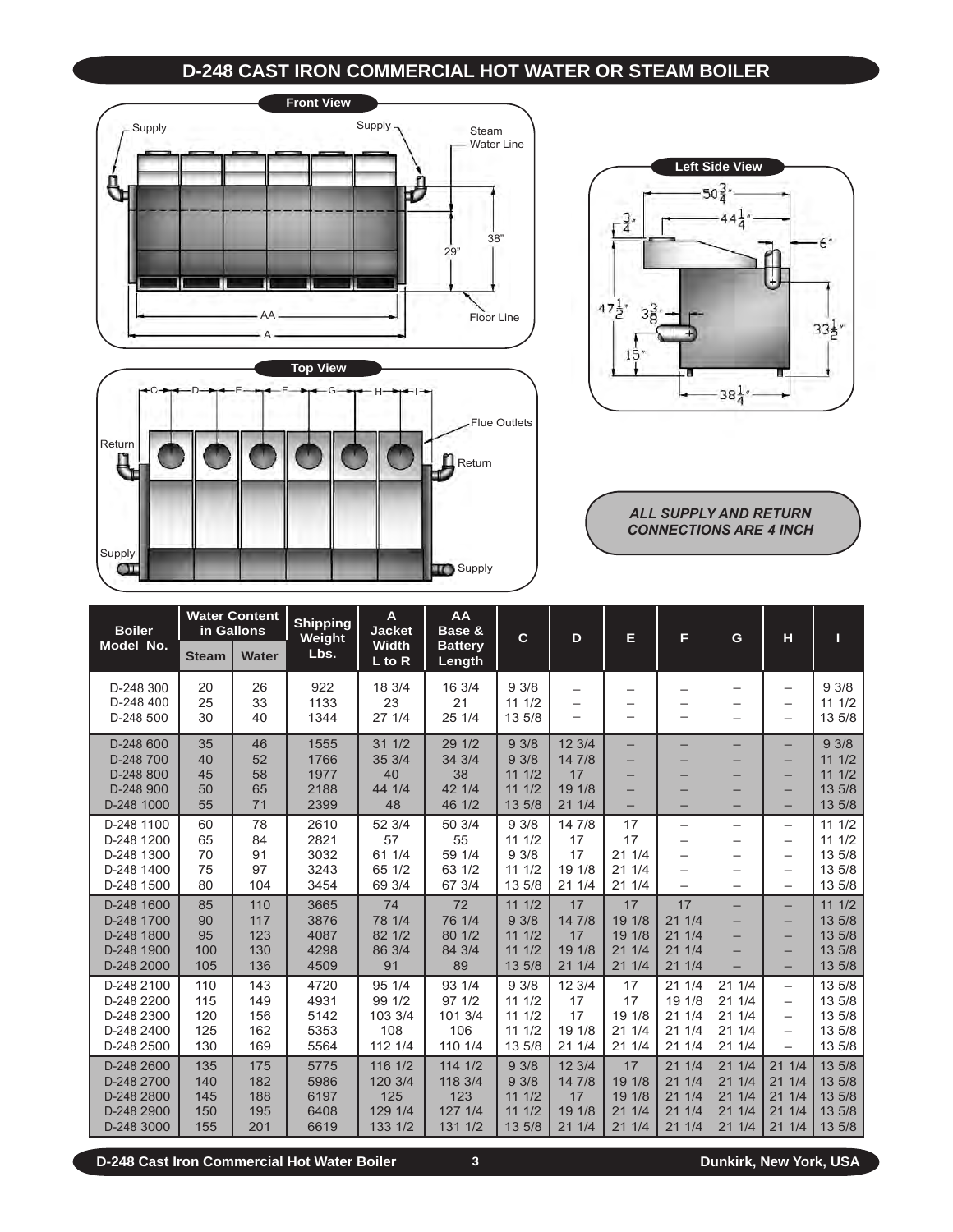# D-248 CAST IRON COMMERCIAL HOT WATER OR STEAM BOILER

Front View

Supply

Supply

Steam Water Line

38"

29"

AA

A

Floor Line

Left Side View

$50\frac{3}{4}$"

$44\frac{1}{4}$"

$\frac{3}{4}$"

6"

$47\frac{1}{2}$"

$3\frac{3}{8}$"

$33\frac{1}{2}$"

15"

$38\frac{1}{4}$"

Top View

C D E F G H I

Flue Outlets

Return

Return

Supply

Supply

***ALL SUPPLY AND RETURN CONNECTIONS ARE 4 INCH***

| Boiler Model No. | Water Content in Gallons | | Shipping Weight Lbs. | A Jacket Width L to R | AA Base & Battery Length | C | D | E | F | G | H | I |
|---|---|---|---|---|---|---|---|---|---|---|---|---|
| | Steam | Water | | | | | | | | | | |
| D-248 300 | 20 | 26 | 922 | 18 3/4 | 16 3/4 | 9 3/8 | – | – | – | – | – | 9 3/8 |
| D-248 400 | 25 | 33 | 1133 | 23 | 21 | 11 1/2 | – | – | – | – | – | 11 1/2 |
| D-248 500 | 30 | 40 | 1344 | 27 1/4 | 25 1/4 | 13 5/8 | – | – | – | – | – | 13 5/8 |
| D-248 600 | 35 | 46 | 1555 | 31 1/2 | 29 1/2 | 9 3/8 | 12 3/4 | – | – | – | – | 9 3/8 |
| D-248 700 | 40 | 52 | 1766 | 35 3/4 | 34 3/4 | 9 3/8 | 14 7/8 | – | – | – | – | 11 1/2 |
| D-248 800 | 45 | 58 | 1977 | 40 | 38 | 11 1/2 | 17 | – | – | – | – | 11 1/2 |
| D-248 900 | 50 | 65 | 2188 | 44 1/4 | 42 1/4 | 11 1/2 | 19 1/8 | – | – | – | – | 13 5/8 |
| D-248 1000 | 55 | 71 | 2399 | 48 | 46 1/2 | 13 5/8 | 21 1/4 | – | – | – | – | 13 5/8 |
| D-248 1100 | 60 | 78 | 2610 | 52 3/4 | 50 3/4 | 9 3/8 | 14 7/8 | 17 | – | – | – | 11 1/2 |
| D-248 1200 | 65 | 84 | 2821 | 57 | 55 | 11 1/2 | 17 | 17 | – | – | – | 11 1/2 |
| D-248 1300 | 70 | 91 | 3032 | 61 1/4 | 59 1/4 | 9 3/8 | 17 | 21 1/4 | – | – | – | 13 5/8 |
| D-248 1400 | 75 | 97 | 3243 | 65 1/2 | 63 1/2 | 11 1/2 | 19 1/8 | 21 1/4 | – | – | – | 13 5/8 |
| D-248 1500 | 80 | 104 | 3454 | 69 3/4 | 67 3/4 | 13 5/8 | 21 1/4 | 21 1/4 | – | – | – | 13 5/8 |
| D-248 1600 | 85 | 110 | 3665 | 74 | 72 | 11 1/2 | 17 | 17 | 17 | – | – | 11 1/2 |
| D-248 1700 | 90 | 117 | 3876 | 78 1/4 | 76 1/4 | 9 3/8 | 14 7/8 | 19 1/8 | 21 1/4 | – | – | 13 5/8 |
| D-248 1800 | 95 | 123 | 4087 | 82 1/2 | 80 1/2 | 11 1/2 | 17 | 19 1/8 | 21 1/4 | – | – | 13 5/8 |
| D-248 1900 | 100 | 130 | 4298 | 86 3/4 | 84 3/4 | 11 1/2 | 19 1/8 | 21 1/4 | 21 1/4 | – | – | 13 5/8 |
| D-248 2000 | 105 | 136 | 4509 | 91 | 89 | 13 5/8 | 21 1/4 | 21 1/4 | 21 1/4 | – | – | 13 5/8 |
| D-248 2100 | 110 | 143 | 4720 | 95 1/4 | 93 1/4 | 9 3/8 | 12 3/4 | 17 | 21 1/4 | 21 1/4 | – | 13 5/8 |
| D-248 2200 | 115 | 149 | 4931 | 99 1/2 | 97 1/2 | 11 1/2 | 17 | 17 | 19 1/8 | 21 1/4 | – | 13 5/8 |
| D-248 2300 | 120 | 156 | 5142 | 103 3/4 | 101 3/4 | 11 1/2 | 17 | 19 1/8 | 21 1/4 | 21 1/4 | – | 13 5/8 |
| D-248 2400 | 125 | 162 | 5353 | 108 | 106 | 11 1/2 | 19 1/8 | 21 1/4 | 21 1/4 | 21 1/4 | – | 13 5/8 |
| D-248 2500 | 130 | 169 | 5564 | 112 1/4 | 110 1/4 | 13 5/8 | 21 1/4 | 21 1/4 | 21 1/4 | 21 1/4 | – | 13 5/8 |
| D-248 2600 | 135 | 175 | 5775 | 116 1/2 | 114 1/2 | 9 3/8 | 12 3/4 | 17 | 21 1/4 | 21 1/4 | 21 1/4 | 13 5/8 |
| D-248 2700 | 140 | 182 | 5986 | 120 3/4 | 118 3/4 | 9 3/8 | 14 7/8 | 19 1/8 | 21 1/4 | 21 1/4 | 21 1/4 | 13 5/8 |
| D-248 2800 | 145 | 188 | 6197 | 125 | 123 | 11 1/2 | 17 | 19 1/8 | 21 1/4 | 21 1/4 | 21 1/4 | 13 5/8 |
| D-248 2900 | 150 | 195 | 6408 | 129 1/4 | 127 1/4 | 11 1/2 | 19 1/8 | 21 1/4 | 21 1/4 | 21 1/4 | 21 1/4 | 13 5/8 |
| D-248 3000 | 155 | 201 | 6619 | 133 1/2 | 131 1/2 | 13 5/8 | 21 1/4 | 21 1/4 | 21 1/4 | 21 1/4 | 21 1/4 | 13 5/8 |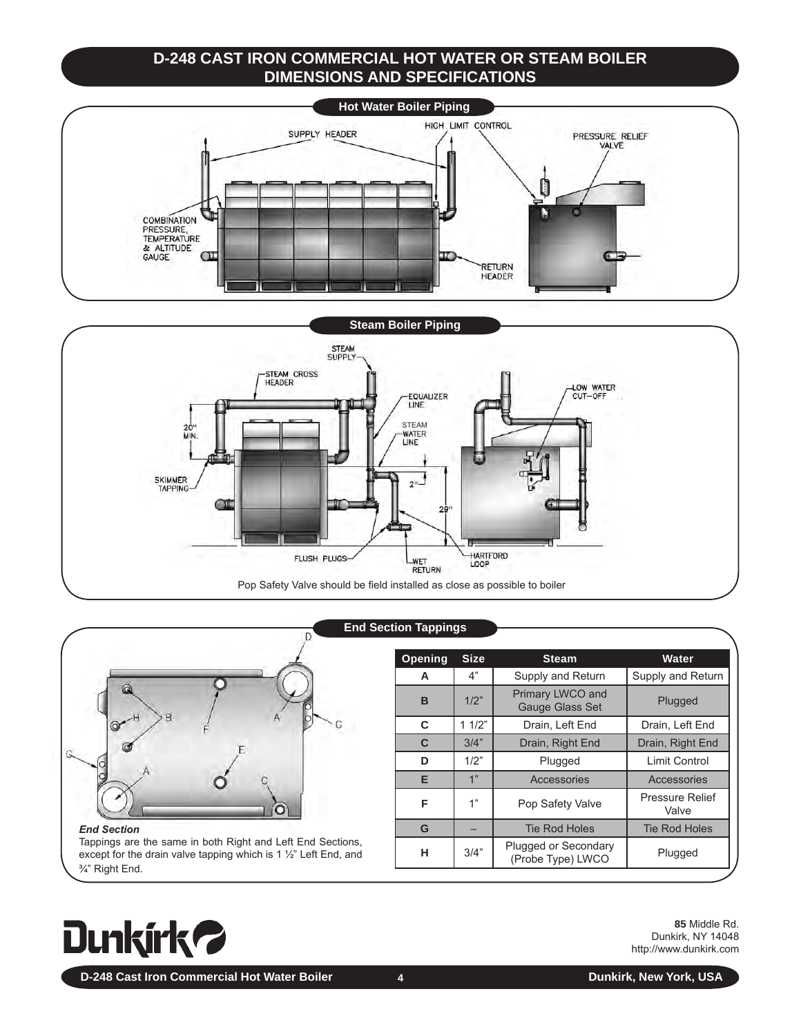# D-248 CAST IRON COMMERCIAL HOT WATER OR STEAM BOILER DIMENSIONS AND SPECIFICATIONS

## Hot Water Boiler Piping

SUPPLY HEADER
HIGH LIMIT CONTROL
PRESSURE RELIEF VALVE
COMBINATION PRESSURE, TEMPERATURE & ALTITUDE GAUGE
RETURN HEADER

## Steam Boiler Piping

STEAM SUPPLY
STEAM CROSS HEADER
EQUALIZER LINE
STEAM WATER LINE
LOW WATER CUT-OFF
20" MIN.
SKIMMER TAPPING
2"
29"
FLUSH PLUGS
WET RETURN
HARTFORD LOOP

Pop Safety Valve should be field installed as close as possible to boiler

## End Section Tappings

*End Section*

Tappings are the same in both Right and Left End Sections, except for the drain valve tapping which is 1 ½" Left End, and ¾" Right End.

| Opening | Size | Steam | Water |
|---|---|---|---|
| A | 4" | Supply and Return | Supply and Return |
| B | 1/2" | Primary LWCO and Gauge Glass Set | Plugged |
| C | 1 1/2" | Drain, Left End | Drain, Left End |
| C | 3/4" | Drain, Right End | Drain, Right End |
| D | 1/2" | Plugged | Limit Control |
| E | 1" | Accessories | Accessories |
| F | 1" | Pop Safety Valve | Pressure Relief Valve |
| G | – | Tie Rod Holes | Tie Rod Holes |
| H | 3/4" | Plugged or Secondary (Probe Type) LWCO | Plugged |

**Dunkirk**

**85** Middle Rd.
Dunkirk, NY 14048
http://www.dunkirk.com